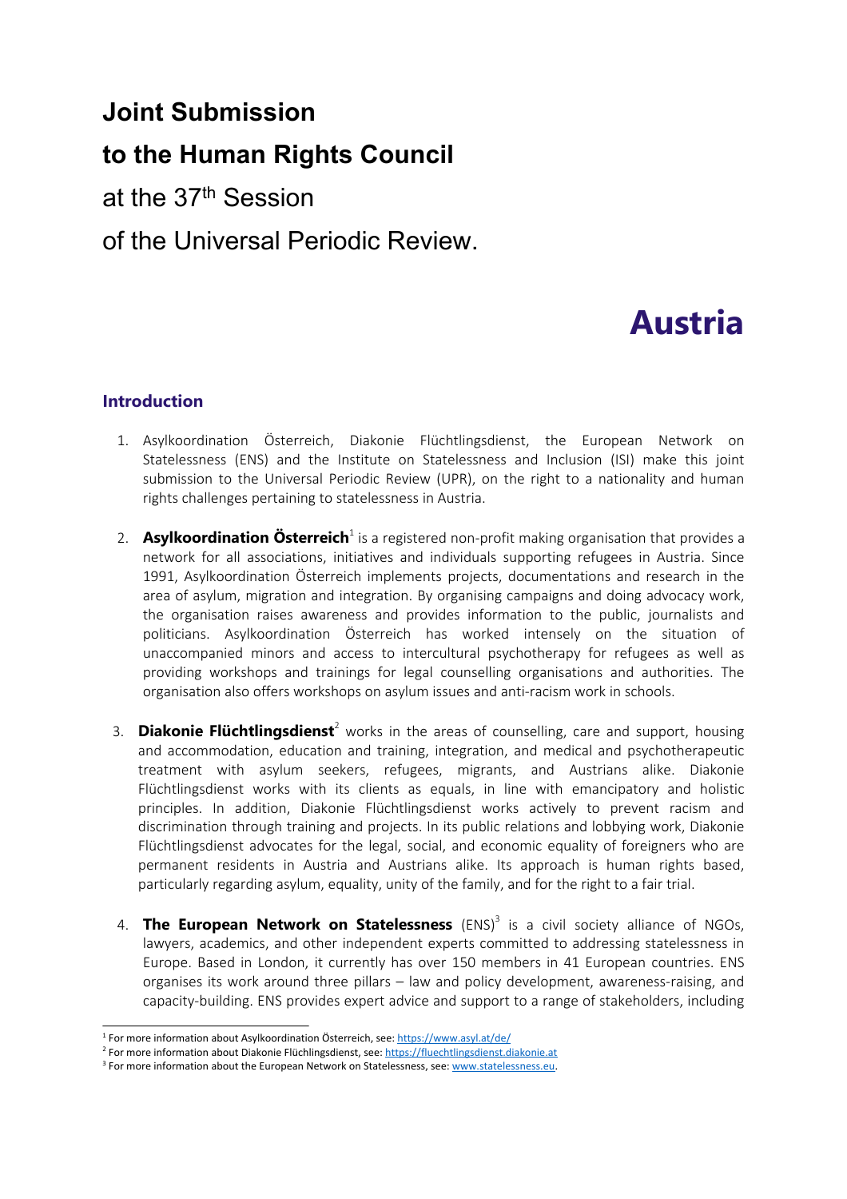# Joint Submission

# to the Human Rights Council

at the 37th Session

of the Universal Periodic Review.

# Austria

## Introduction

1. Asylkoordination Österreich, Diakonie Flüchtlingsdienst, the European Network on Statelessness (ENS) and the Institute on Statelessness and Inclusion (ISI) make this joint submission to the Universal Periodic Review (UPR), on the right to a nationality and human rights challenges pertaining to statelessness in Austria.

2. **Asylkoordination Österreich**[1] is a registered non-profit making organisation that provides a network for all associations, initiatives and individuals supporting refugees in Austria. Since 1991, Asylkoordination Österreich implements projects, documentations and research in the area of asylum, migration and integration. By organising campaigns and doing advocacy work, the organisation raises awareness and provides information to the public, journalists and politicians. Asylkoordination Österreich has worked intensely on the situation of unaccompanied minors and access to intercultural psychotherapy for refugees as well as providing workshops and trainings for legal counselling organisations and authorities. The organisation also offers workshops on asylum issues and anti-racism work in schools.

3. **Diakonie Flüchtlingsdienst**[2] works in the areas of counselling, care and support, housing and accommodation, education and training, integration, and medical and psychotherapeutic treatment with asylum seekers, refugees, migrants, and Austrians alike. Diakonie Flüchtlingsdienst works with its clients as equals, in line with emancipatory and holistic principles. In addition, Diakonie Flüchtlingsdienst works actively to prevent racism and discrimination through training and projects. In its public relations and lobbying work, Diakonie Flüchtlingsdienst advocates for the legal, social, and economic equality of foreigners who are permanent residents in Austria and Austrians alike. Its approach is human rights based, particularly regarding asylum, equality, unity of the family, and for the right to a fair trial.

4. **The European Network on Statelessness** (ENS)[3] is a civil society alliance of NGOs, lawyers, academics, and other independent experts committed to addressing statelessness in Europe. Based in London, it currently has over 150 members in 41 European countries. ENS organises its work around three pillars – law and policy development, awareness-raising, and capacity-building. ENS provides expert advice and support to a range of stakeholders, including

---

[1] For more information about Asylkoordination Österreich, see: https://www.asyl.at/de/

[2] For more information about Diakonie Flüchlingsdienst, see: https://fluechtlingsdienst.diakonie.at

[3] For more information about the European Network on Statelessness, see: www.statelessness.eu.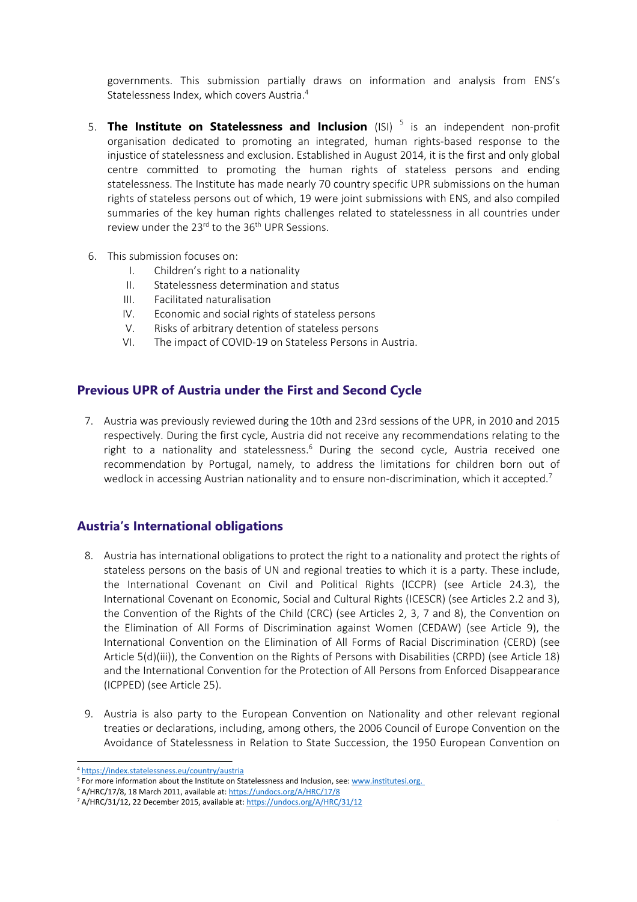governments. This submission partially draws on information and analysis from ENS's Statelessness Index, which covers Austria.[4]

5. **The Institute on Statelessness and Inclusion** (ISI) [5] is an independent non-profit organisation dedicated to promoting an integrated, human rights-based response to the injustice of statelessness and exclusion. Established in August 2014, it is the first and only global centre committed to promoting the human rights of stateless persons and ending statelessness. The Institute has made nearly 70 country specific UPR submissions on the human rights of stateless persons out of which, 19 were joint submissions with ENS, and also compiled summaries of the key human rights challenges related to statelessness in all countries under review under the 23rd to the 36th UPR Sessions.

6. This submission focuses on:
   I. Children's right to a nationality
   II. Statelessness determination and status
   III. Facilitated naturalisation
   IV. Economic and social rights of stateless persons
   V. Risks of arbitrary detention of stateless persons
   VI. The impact of COVID-19 on Stateless Persons in Austria.

## Previous UPR of Austria under the First and Second Cycle

7. Austria was previously reviewed during the 10th and 23rd sessions of the UPR, in 2010 and 2015 respectively. During the first cycle, Austria did not receive any recommendations relating to the right to a nationality and statelessness.[6] During the second cycle, Austria received one recommendation by Portugal, namely, to address the limitations for children born out of wedlock in accessing Austrian nationality and to ensure non-discrimination, which it accepted.[7]

## Austria's International obligations

8. Austria has international obligations to protect the right to a nationality and protect the rights of stateless persons on the basis of UN and regional treaties to which it is a party. These include, the International Covenant on Civil and Political Rights (ICCPR) (see Article 24.3), the International Covenant on Economic, Social and Cultural Rights (ICESCR) (see Articles 2.2 and 3), the Convention of the Rights of the Child (CRC) (see Articles 2, 3, 7 and 8), the Convention on the Elimination of All Forms of Discrimination against Women (CEDAW) (see Article 9), the International Convention on the Elimination of All Forms of Racial Discrimination (CERD) (see Article 5(d)(iii)), the Convention on the Rights of Persons with Disabilities (CRPD) (see Article 18) and the International Convention for the Protection of All Persons from Enforced Disappearance (ICPPED) (see Article 25).

9. Austria is also party to the European Convention on Nationality and other relevant regional treaties or declarations, including, among others, the 2006 Council of Europe Convention on the Avoidance of Statelessness in Relation to State Succession, the 1950 European Convention on

---

[4] https://index.statelessness.eu/country/austria

[5] For more information about the Institute on Statelessness and Inclusion, see: www.institutesi.org.

[6] A/HRC/17/8, 18 March 2011, available at: https://undocs.org/A/HRC/17/8

[7] A/HRC/31/12, 22 December 2015, available at: https://undocs.org/A/HRC/31/12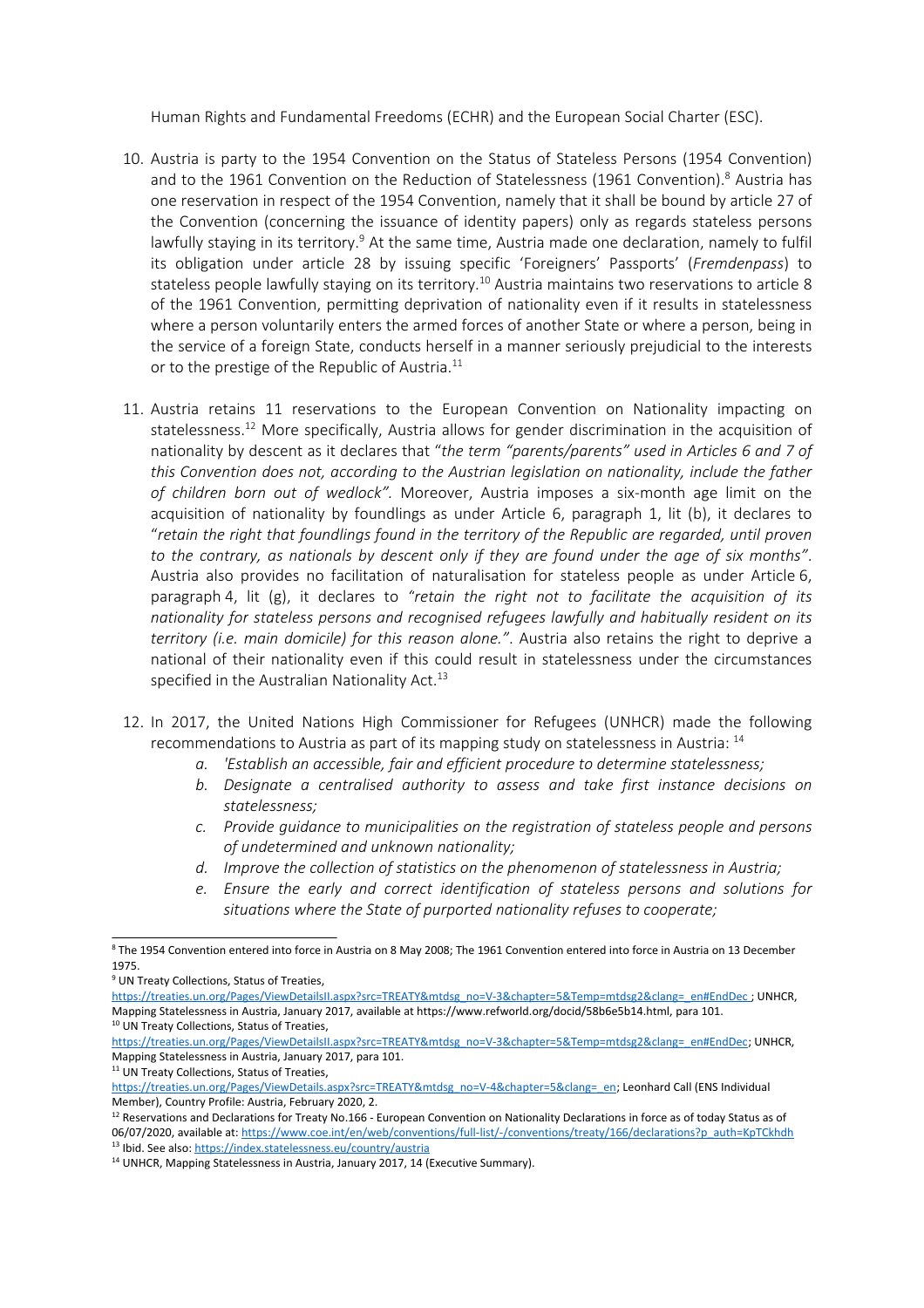Human Rights and Fundamental Freedoms (ECHR) and the European Social Charter (ESC).

10. Austria is party to the 1954 Convention on the Status of Stateless Persons (1954 Convention) and to the 1961 Convention on the Reduction of Statelessness (1961 Convention).[8] Austria has one reservation in respect of the 1954 Convention, namely that it shall be bound by article 27 of the Convention (concerning the issuance of identity papers) only as regards stateless persons lawfully staying in its territory.[9] At the same time, Austria made one declaration, namely to fulfil its obligation under article 28 by issuing specific 'Foreigners' Passports' (*Fremdenpass*) to stateless people lawfully staying on its territory.[10] Austria maintains two reservations to article 8 of the 1961 Convention, permitting deprivation of nationality even if it results in statelessness where a person voluntarily enters the armed forces of another State or where a person, being in the service of a foreign State, conducts herself in a manner seriously prejudicial to the interests or to the prestige of the Republic of Austria.[11]

11. Austria retains 11 reservations to the European Convention on Nationality impacting on statelessness.[12] More specifically, Austria allows for gender discrimination in the acquisition of nationality by descent as it declares that "*the term "parents/parents" used in Articles 6 and 7 of this Convention does not, according to the Austrian legislation on nationality, include the father of children born out of wedlock"*. Moreover, Austria imposes a six-month age limit on the acquisition of nationality by foundlings as under Article 6, paragraph 1, lit (b), it declares to "*retain the right that foundlings found in the territory of the Republic are regarded, until proven to the contrary, as nationals by descent only if they are found under the age of six months"*. Austria also provides no facilitation of naturalisation for stateless people as under Article 6, paragraph 4, lit (g), it declares to *"retain the right not to facilitate the acquisition of its nationality for stateless persons and recognised refugees lawfully and habitually resident on its territory (i.e. main domicile) for this reason alone."*. Austria also retains the right to deprive a national of their nationality even if this could result in statelessness under the circumstances specified in the Australian Nationality Act.[13]

12. In 2017, the United Nations High Commissioner for Refugees (UNHCR) made the following recommendations to Austria as part of its mapping study on statelessness in Austria: [14]
    a. *'Establish an accessible, fair and efficient procedure to determine statelessness;*
    b. *Designate a centralised authority to assess and take first instance decisions on statelessness;*
    c. *Provide guidance to municipalities on the registration of stateless people and persons of undetermined and unknown nationality;*
    d. *Improve the collection of statistics on the phenomenon of statelessness in Austria;*
    e. *Ensure the early and correct identification of stateless persons and solutions for situations where the State of purported nationality refuses to cooperate;*

---

[8] The 1954 Convention entered into force in Austria on 8 May 2008; The 1961 Convention entered into force in Austria on 13 December 1975.

[9] UN Treaty Collections, Status of Treaties, https://treaties.un.org/Pages/ViewDetailsII.aspx?src=TREATY&mtdsg_no=V-3&chapter=5&Temp=mtdsg2&clang=_en#EndDec ; UNHCR, Mapping Statelessness in Austria, January 2017, available at https://www.refworld.org/docid/58b6e5b14.html, para 101.

[10] UN Treaty Collections, Status of Treaties, https://treaties.un.org/Pages/ViewDetailsII.aspx?src=TREATY&mtdsg_no=V-3&chapter=5&Temp=mtdsg2&clang=_en#EndDec; UNHCR, Mapping Statelessness in Austria, January 2017, para 101.

[11] UN Treaty Collections, Status of Treaties, https://treaties.un.org/Pages/ViewDetails.aspx?src=TREATY&mtdsg_no=V-4&chapter=5&clang=_en; Leonhard Call (ENS Individual Member), Country Profile: Austria, February 2020, 2.

[12] Reservations and Declarations for Treaty No.166 - European Convention on Nationality Declarations in force as of today Status as of 06/07/2020, available at: https://www.coe.int/en/web/conventions/full-list/-/conventions/treaty/166/declarations?p_auth=KpTCkhdh

[13] Ibid. See also: https://index.statelessness.eu/country/austria

[14] UNHCR, Mapping Statelessness in Austria, January 2017, 14 (Executive Summary).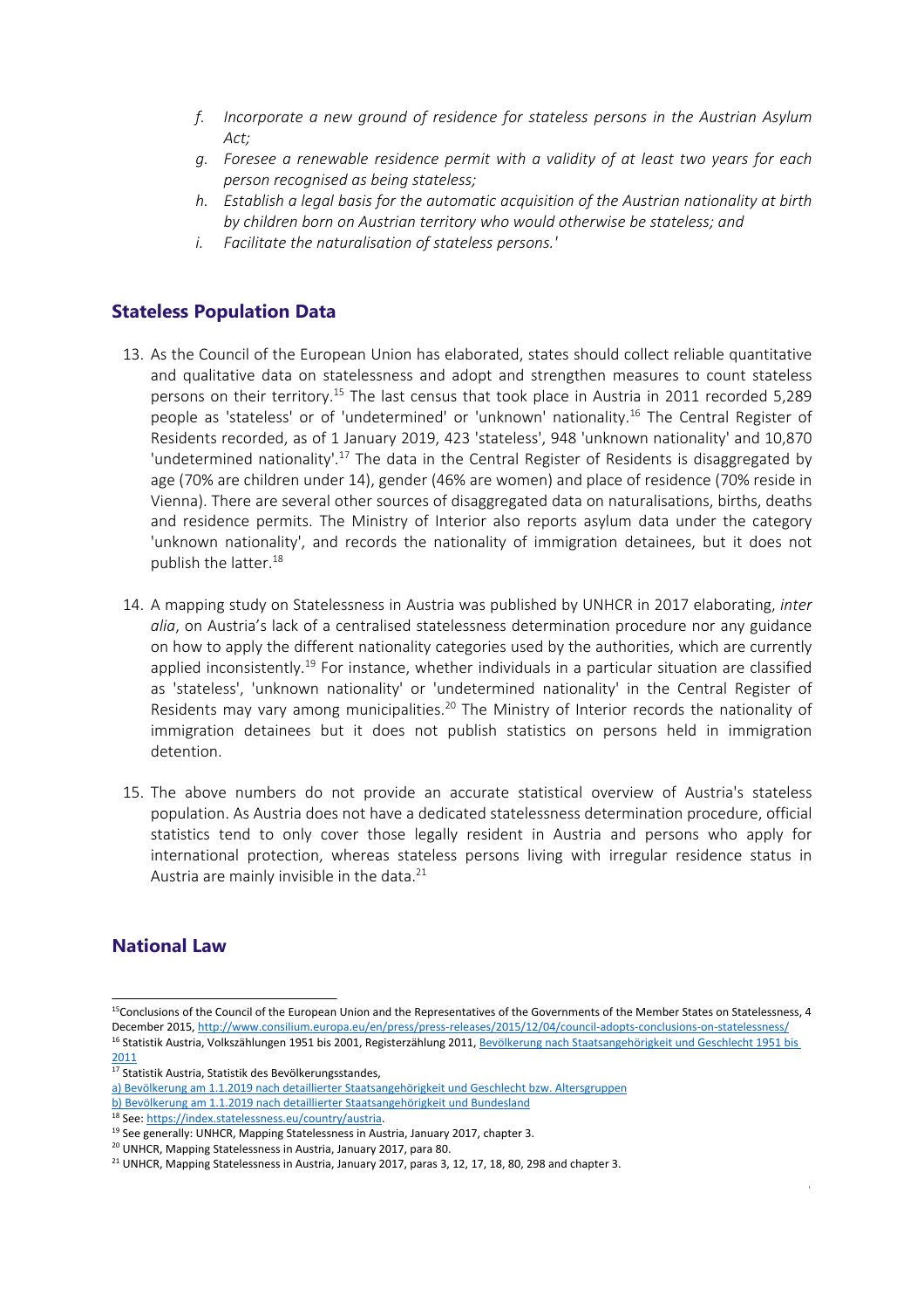f. *Incorporate a new ground of residence for stateless persons in the Austrian Asylum Act;*
g. *Foresee a renewable residence permit with a validity of at least two years for each person recognised as being stateless;*
h. *Establish a legal basis for the automatic acquisition of the Austrian nationality at birth by children born on Austrian territory who would otherwise be stateless; and*
i. *Facilitate the naturalisation of stateless persons.'*

## Stateless Population Data

13. As the Council of the European Union has elaborated, states should collect reliable quantitative and qualitative data on statelessness and adopt and strengthen measures to count stateless persons on their territory.[15] The last census that took place in Austria in 2011 recorded 5,289 people as 'stateless' or of 'undetermined' or 'unknown' nationality.[16] The Central Register of Residents recorded, as of 1 January 2019, 423 'stateless', 948 'unknown nationality' and 10,870 'undetermined nationality'.[17] The data in the Central Register of Residents is disaggregated by age (70% are children under 14), gender (46% are women) and place of residence (70% reside in Vienna). There are several other sources of disaggregated data on naturalisations, births, deaths and residence permits. The Ministry of Interior also reports asylum data under the category 'unknown nationality', and records the nationality of immigration detainees, but it does not publish the latter.[18]

14. A mapping study on Statelessness in Austria was published by UNHCR in 2017 elaborating, *inter alia*, on Austria's lack of a centralised statelessness determination procedure nor any guidance on how to apply the different nationality categories used by the authorities, which are currently applied inconsistently.[19] For instance, whether individuals in a particular situation are classified as 'stateless', 'unknown nationality' or 'undetermined nationality' in the Central Register of Residents may vary among municipalities.[20] The Ministry of Interior records the nationality of immigration detainees but it does not publish statistics on persons held in immigration detention.

15. The above numbers do not provide an accurate statistical overview of Austria's stateless population. As Austria does not have a dedicated statelessness determination procedure, official statistics tend to only cover those legally resident in Austria and persons who apply for international protection, whereas stateless persons living with irregular residence status in Austria are mainly invisible in the data.[21]

## National Law

---

[15] Conclusions of the Council of the European Union and the Representatives of the Governments of the Member States on Statelessness, 4 December 2015, http://www.consilium.europa.eu/en/press/press-releases/2015/12/04/council-adopts-conclusions-on-statelessness/

[16] Statistik Austria, Volkszählungen 1951 bis 2001, Registerzählung 2011, Bevölkerung nach Staatsangehörigkeit und Geschlecht 1951 bis 2011

[17] Statistik Austria, Statistik des Bevölkerungsstandes,
a) Bevölkerung am 1.1.2019 nach detaillierter Staatsangehörigkeit und Geschlecht bzw. Altersgruppen
b) Bevölkerung am 1.1.2019 nach detaillierter Staatsangehörigkeit und Bundesland

[18] See: https://index.statelessness.eu/country/austria.

[19] See generally: UNHCR, Mapping Statelessness in Austria, January 2017, chapter 3.

[20] UNHCR, Mapping Statelessness in Austria, January 2017, para 80.

[21] UNHCR, Mapping Statelessness in Austria, January 2017, paras 3, 12, 17, 18, 80, 298 and chapter 3.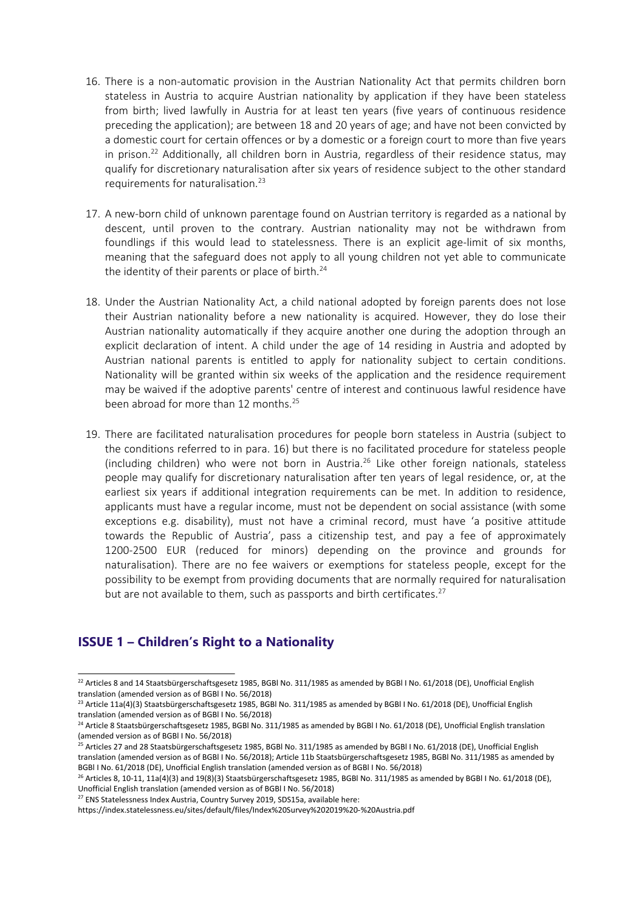16. There is a non-automatic provision in the Austrian Nationality Act that permits children born stateless in Austria to acquire Austrian nationality by application if they have been stateless from birth; lived lawfully in Austria for at least ten years (five years of continuous residence preceding the application); are between 18 and 20 years of age; and have not been convicted by a domestic court for certain offences or by a domestic or a foreign court to more than five years in prison.[22] Additionally, all children born in Austria, regardless of their residence status, may qualify for discretionary naturalisation after six years of residence subject to the other standard requirements for naturalisation.[23]

17. A new-born child of unknown parentage found on Austrian territory is regarded as a national by descent, until proven to the contrary. Austrian nationality may not be withdrawn from foundlings if this would lead to statelessness. There is an explicit age-limit of six months, meaning that the safeguard does not apply to all young children not yet able to communicate the identity of their parents or place of birth.[24]

18. Under the Austrian Nationality Act, a child national adopted by foreign parents does not lose their Austrian nationality before a new nationality is acquired. However, they do lose their Austrian nationality automatically if they acquire another one during the adoption through an explicit declaration of intent. A child under the age of 14 residing in Austria and adopted by Austrian national parents is entitled to apply for nationality subject to certain conditions. Nationality will be granted within six weeks of the application and the residence requirement may be waived if the adoptive parents' centre of interest and continuous lawful residence have been abroad for more than 12 months.[25]

19. There are facilitated naturalisation procedures for people born stateless in Austria (subject to the conditions referred to in para. 16) but there is no facilitated procedure for stateless people (including children) who were not born in Austria.[26] Like other foreign nationals, stateless people may qualify for discretionary naturalisation after ten years of legal residence, or, at the earliest six years if additional integration requirements can be met. In addition to residence, applicants must have a regular income, must not be dependent on social assistance (with some exceptions e.g. disability), must not have a criminal record, must have 'a positive attitude towards the Republic of Austria', pass a citizenship test, and pay a fee of approximately 1200-2500 EUR (reduced for minors) depending on the province and grounds for naturalisation). There are no fee waivers or exemptions for stateless people, except for the possibility to be exempt from providing documents that are normally required for naturalisation but are not available to them, such as passports and birth certificates.[27]

## ISSUE 1 – Children's Right to a Nationality

---

[22] Articles 8 and 14 Staatsbürgerschaftsgesetz 1985, BGBl No. 311/1985 as amended by BGBl I No. 61/2018 (DE), Unofficial English translation (amended version as of BGBl I No. 56/2018)

[23] Article 11a(4)(3) Staatsbürgerschaftsgesetz 1985, BGBl No. 311/1985 as amended by BGBl I No. 61/2018 (DE), Unofficial English translation (amended version as of BGBl I No. 56/2018)

[24] Article 8 Staatsbürgerschaftsgesetz 1985, BGBl No. 311/1985 as amended by BGBl I No. 61/2018 (DE), Unofficial English translation (amended version as of BGBl I No. 56/2018)

[25] Articles 27 and 28 Staatsbürgerschaftsgesetz 1985, BGBl No. 311/1985 as amended by BGBl I No. 61/2018 (DE), Unofficial English translation (amended version as of BGBl I No. 56/2018); Article 11b Staatsbürgerschaftsgesetz 1985, BGBl No. 311/1985 as amended by BGBl I No. 61/2018 (DE), Unofficial English translation (amended version as of BGBl I No. 56/2018)

[26] Articles 8, 10-11, 11a(4)(3) and 19(8)(3) Staatsbürgerschaftsgesetz 1985, BGBl No. 311/1985 as amended by BGBl I No. 61/2018 (DE), Unofficial English translation (amended version as of BGBl I No. 56/2018)

[27] ENS Statelessness Index Austria, Country Survey 2019, SDS15a, available here: https://index.statelessness.eu/sites/default/files/Index%20Survey%202019%20-%20Austria.pdf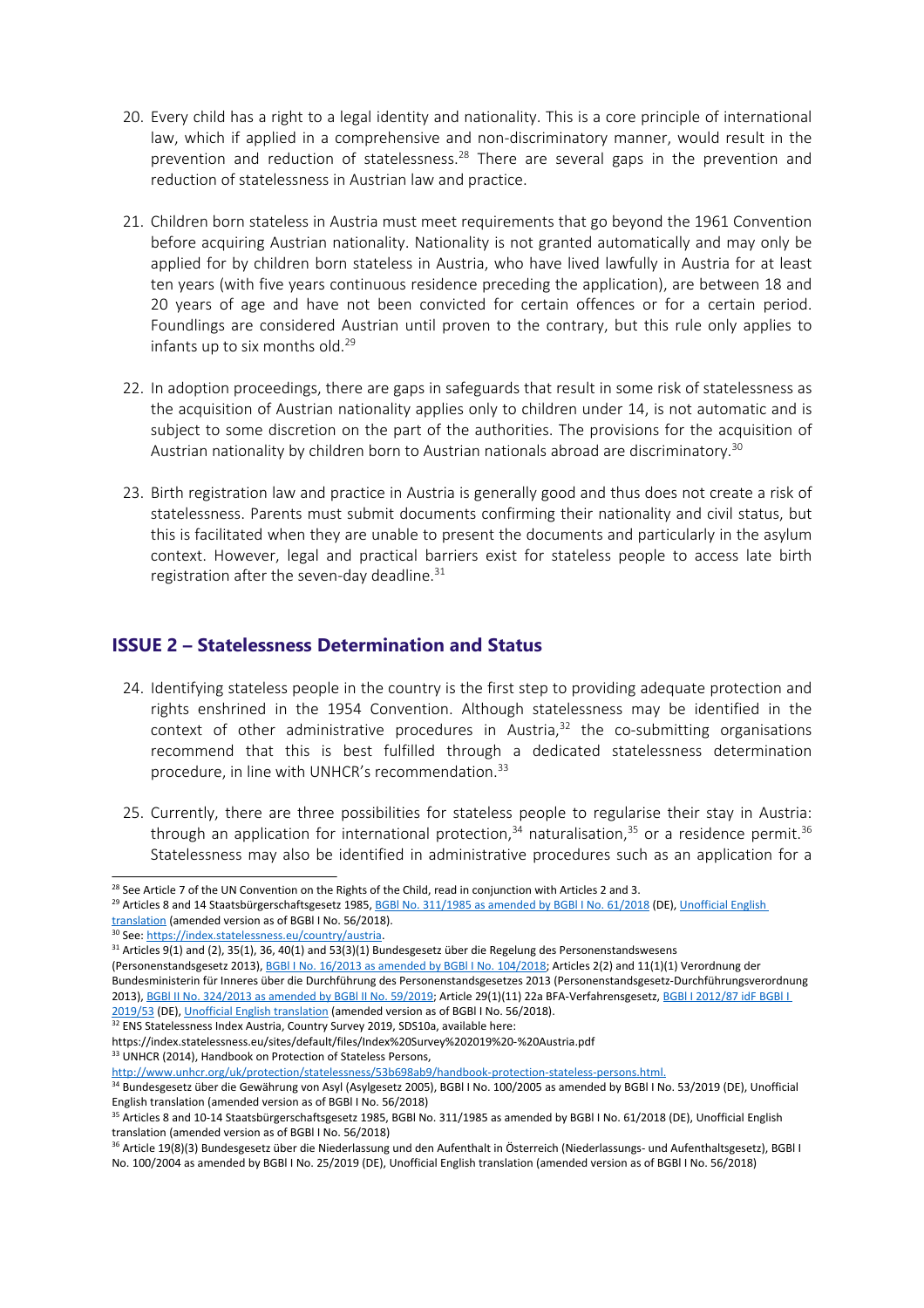20. Every child has a right to a legal identity and nationality. This is a core principle of international law, which if applied in a comprehensive and non-discriminatory manner, would result in the prevention and reduction of statelessness.[28] There are several gaps in the prevention and reduction of statelessness in Austrian law and practice.

21. Children born stateless in Austria must meet requirements that go beyond the 1961 Convention before acquiring Austrian nationality. Nationality is not granted automatically and may only be applied for by children born stateless in Austria, who have lived lawfully in Austria for at least ten years (with five years continuous residence preceding the application), are between 18 and 20 years of age and have not been convicted for certain offences or for a certain period. Foundlings are considered Austrian until proven to the contrary, but this rule only applies to infants up to six months old.[29]

22. In adoption proceedings, there are gaps in safeguards that result in some risk of statelessness as the acquisition of Austrian nationality applies only to children under 14, is not automatic and is subject to some discretion on the part of the authorities. The provisions for the acquisition of Austrian nationality by children born to Austrian nationals abroad are discriminatory.[30]

23. Birth registration law and practice in Austria is generally good and thus does not create a risk of statelessness. Parents must submit documents confirming their nationality and civil status, but this is facilitated when they are unable to present the documents and particularly in the asylum context. However, legal and practical barriers exist for stateless people to access late birth registration after the seven-day deadline.[31]

## ISSUE 2 – Statelessness Determination and Status

24. Identifying stateless people in the country is the first step to providing adequate protection and rights enshrined in the 1954 Convention. Although statelessness may be identified in the context of other administrative procedures in Austria,[32] the co-submitting organisations recommend that this is best fulfilled through a dedicated statelessness determination procedure, in line with UNHCR's recommendation.[33]

25. Currently, there are three possibilities for stateless people to regularise their stay in Austria: through an application for international protection,[34] naturalisation,[35] or a residence permit.[36] Statelessness may also be identified in administrative procedures such as an application for a

---

[28] See Article 7 of the UN Convention on the Rights of the Child, read in conjunction with Articles 2 and 3.

[29] Articles 8 and 14 Staatsbürgerschaftsgesetz 1985, BGBl No. 311/1985 as amended by BGBl I No. 61/2018 (DE), Unofficial English translation (amended version as of BGBl I No. 56/2018).

[30] See: https://index.statelessness.eu/country/austria.

[31] Articles 9(1) and (2), 35(1), 36, 40(1) and 53(3)(1) Bundesgesetz über die Regelung des Personenstandswesens (Personenstandsgesetz 2013), BGBl I No. 16/2013 as amended by BGBl I No. 104/2018; Articles 2(2) and 11(1)(1) Verordnung der Bundesministerin für Inneres über die Durchführung des Personenstandsgesetzes 2013 (Personenstandsgesetz-Durchführungsverordnung 2013), BGBl II No. 324/2013 as amended by BGBl II No. 59/2019; Article 29(1)(11) 22a BFA-Verfahrensgesetz, BGBl I 2012/87 idF BGBl I 2019/53 (DE), Unofficial English translation (amended version as of BGBl I No. 56/2018).

[32] ENS Statelessness Index Austria, Country Survey 2019, SDS10a, available here: https://index.statelessness.eu/sites/default/files/Index%20Survey%202019%20-%20Austria.pdf

[33] UNHCR (2014), Handbook on Protection of Stateless Persons, http://www.unhcr.org/uk/protection/statelessness/53b698ab9/handbook-protection-stateless-persons.html.

[34] Bundesgesetz über die Gewährung von Asyl (Asylgesetz 2005), BGBl I No. 100/2005 as amended by BGBl I No. 53/2019 (DE), Unofficial English translation (amended version as of BGBl I No. 56/2018)

[35] Articles 8 and 10-14 Staatsbürgerschaftsgesetz 1985, BGBl No. 311/1985 as amended by BGBl I No. 61/2018 (DE), Unofficial English translation (amended version as of BGBl I No. 56/2018)

[36] Article 19(8)(3) Bundesgesetz über die Niederlassung und den Aufenthalt in Österreich (Niederlassungs- und Aufenthaltsgesetz), BGBl I No. 100/2004 as amended by BGBl I No. 25/2019 (DE), Unofficial English translation (amended version as of BGBl I No. 56/2018)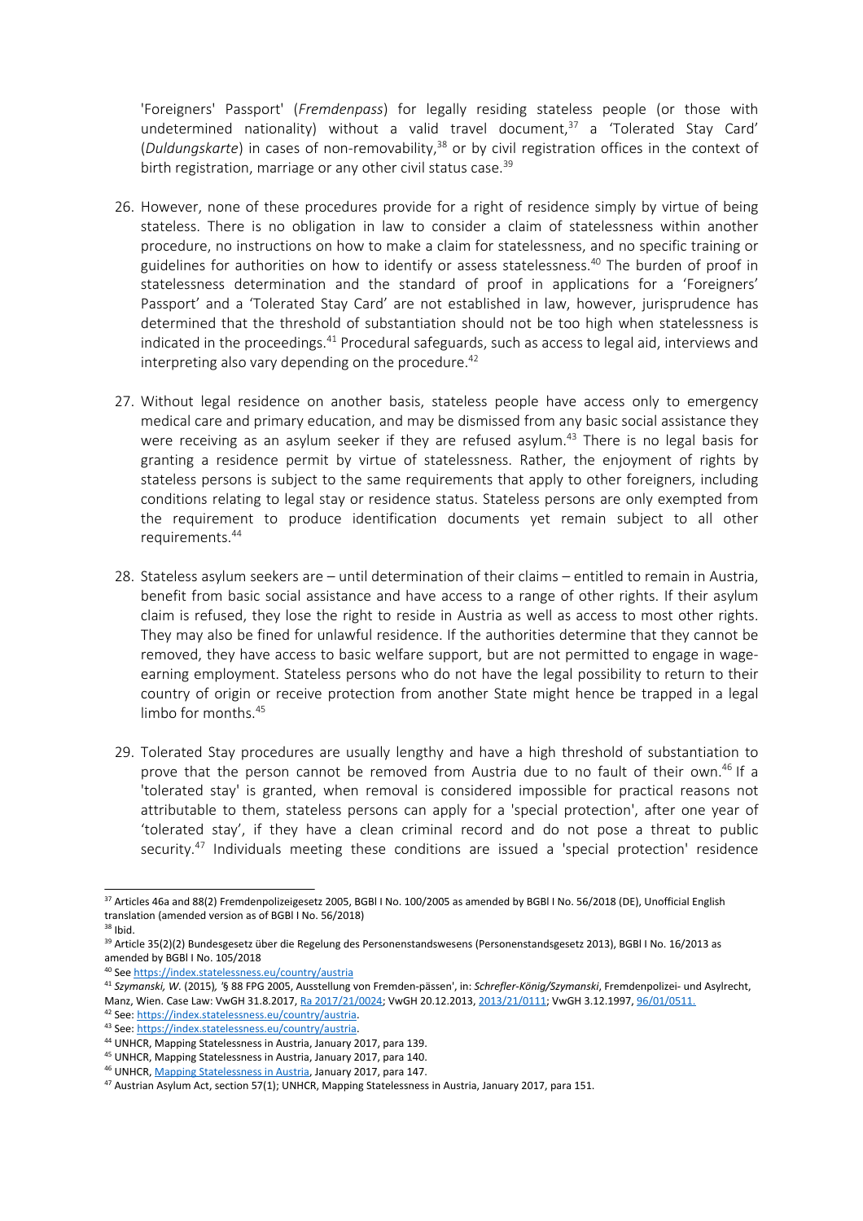'Foreigners' Passport' (*Fremdenpass*) for legally residing stateless people (or those with undetermined nationality) without a valid travel document,[37] a 'Tolerated Stay Card' (*Duldungskarte*) in cases of non-removability,[38] or by civil registration offices in the context of birth registration, marriage or any other civil status case.[39]

26. However, none of these procedures provide for a right of residence simply by virtue of being stateless. There is no obligation in law to consider a claim of statelessness within another procedure, no instructions on how to make a claim for statelessness, and no specific training or guidelines for authorities on how to identify or assess statelessness.[40] The burden of proof in statelessness determination and the standard of proof in applications for a 'Foreigners' Passport' and a 'Tolerated Stay Card' are not established in law, however, jurisprudence has determined that the threshold of substantiation should not be too high when statelessness is indicated in the proceedings.[41] Procedural safeguards, such as access to legal aid, interviews and interpreting also vary depending on the procedure.[42]

27. Without legal residence on another basis, stateless people have access only to emergency medical care and primary education, and may be dismissed from any basic social assistance they were receiving as an asylum seeker if they are refused asylum.[43] There is no legal basis for granting a residence permit by virtue of statelessness. Rather, the enjoyment of rights by stateless persons is subject to the same requirements that apply to other foreigners, including conditions relating to legal stay or residence status. Stateless persons are only exempted from the requirement to produce identification documents yet remain subject to all other requirements.[44]

28. Stateless asylum seekers are – until determination of their claims – entitled to remain in Austria, benefit from basic social assistance and have access to a range of other rights. If their asylum claim is refused, they lose the right to reside in Austria as well as access to most other rights. They may also be fined for unlawful residence. If the authorities determine that they cannot be removed, they have access to basic welfare support, but are not permitted to engage in wage-earning employment. Stateless persons who do not have the legal possibility to return to their country of origin or receive protection from another State might hence be trapped in a legal limbo for months.[45]

29. Tolerated Stay procedures are usually lengthy and have a high threshold of substantiation to prove that the person cannot be removed from Austria due to no fault of their own.[46] If a 'tolerated stay' is granted, when removal is considered impossible for practical reasons not attributable to them, stateless persons can apply for a 'special protection', after one year of 'tolerated stay', if they have a clean criminal record and do not pose a threat to public security.[47] Individuals meeting these conditions are issued a 'special protection' residence

---

[37] Articles 46a and 88(2) Fremdenpolizeigesetz 2005, BGBl I No. 100/2005 as amended by BGBl I No. 56/2018 (DE), Unofficial English translation (amended version as of BGBl I No. 56/2018)

[38] Ibid.

[39] Article 35(2)(2) Bundesgesetz über die Regelung des Personenstandswesens (Personenstandsgesetz 2013), BGBl I No. 16/2013 as amended by BGBl I No. 105/2018

[40] See https://index.statelessness.eu/country/austria

[41] *Szymanski, W.* (2015), '§ 88 FPG 2005, Ausstellung von Fremden-pässen', in: *Schrefler-König/Szymanski*, Fremdenpolizei- und Asylrecht, Manz, Wien. Case Law: VwGH 31.8.2017, Ra 2017/21/0024; VwGH 20.12.2013, 2013/21/0111; VwGH 3.12.1997, 96/01/0511.

[42] See: https://index.statelessness.eu/country/austria.

[43] See: https://index.statelessness.eu/country/austria.

[44] UNHCR, Mapping Statelessness in Austria, January 2017, para 139.

[45] UNHCR, Mapping Statelessness in Austria, January 2017, para 140.

[46] UNHCR, Mapping Statelessness in Austria, January 2017, para 147.

[47] Austrian Asylum Act, section 57(1); UNHCR, Mapping Statelessness in Austria, January 2017, para 151.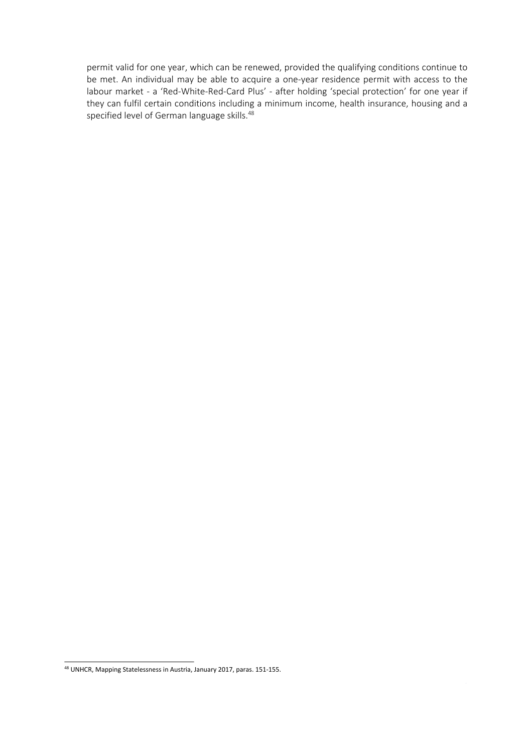permit valid for one year, which can be renewed, provided the qualifying conditions continue to be met. An individual may be able to acquire a one-year residence permit with access to the labour market - a 'Red-White-Red-Card Plus' - after holding 'special protection' for one year if they can fulfil certain conditions including a minimum income, health insurance, housing and a specified level of German language skills.[48]

[48] UNHCR, Mapping Statelessness in Austria, January 2017, paras. 151-155.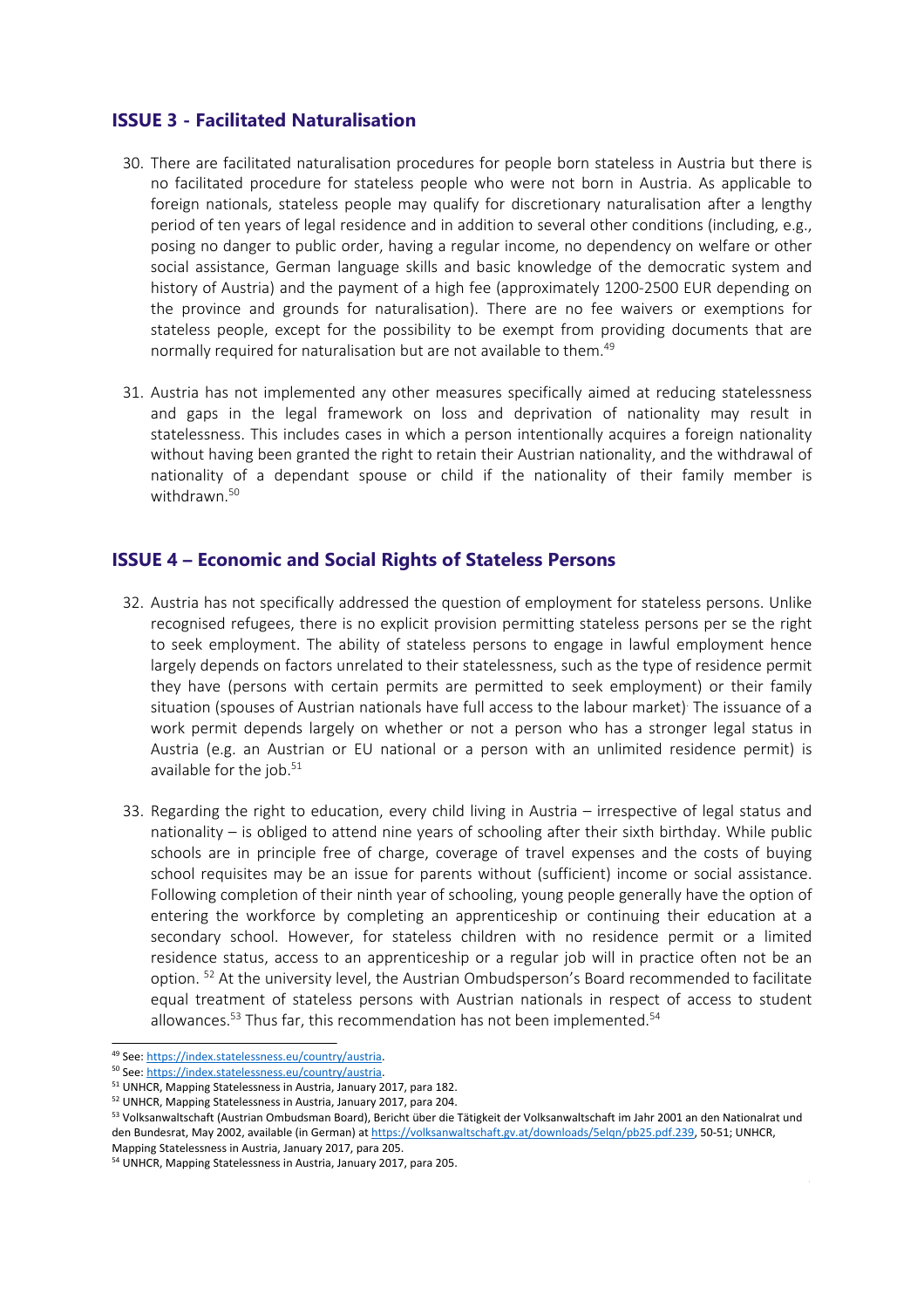## ISSUE 3 - Facilitated Naturalisation

30. There are facilitated naturalisation procedures for people born stateless in Austria but there is no facilitated procedure for stateless people who were not born in Austria. As applicable to foreign nationals, stateless people may qualify for discretionary naturalisation after a lengthy period of ten years of legal residence and in addition to several other conditions (including, e.g., posing no danger to public order, having a regular income, no dependency on welfare or other social assistance, German language skills and basic knowledge of the democratic system and history of Austria) and the payment of a high fee (approximately 1200-2500 EUR depending on the province and grounds for naturalisation). There are no fee waivers or exemptions for stateless people, except for the possibility to be exempt from providing documents that are normally required for naturalisation but are not available to them.[49]

31. Austria has not implemented any other measures specifically aimed at reducing statelessness and gaps in the legal framework on loss and deprivation of nationality may result in statelessness. This includes cases in which a person intentionally acquires a foreign nationality without having been granted the right to retain their Austrian nationality, and the withdrawal of nationality of a dependant spouse or child if the nationality of their family member is withdrawn.[50]

## ISSUE 4 – Economic and Social Rights of Stateless Persons

32. Austria has not specifically addressed the question of employment for stateless persons. Unlike recognised refugees, there is no explicit provision permitting stateless persons per se the right to seek employment. The ability of stateless persons to engage in lawful employment hence largely depends on factors unrelated to their statelessness, such as the type of residence permit they have (persons with certain permits are permitted to seek employment) or their family situation (spouses of Austrian nationals have full access to the labour market). The issuance of a work permit depends largely on whether or not a person who has a stronger legal status in Austria (e.g. an Austrian or EU national or a person with an unlimited residence permit) is available for the job.[51]

33. Regarding the right to education, every child living in Austria – irrespective of legal status and nationality – is obliged to attend nine years of schooling after their sixth birthday. While public schools are in principle free of charge, coverage of travel expenses and the costs of buying school requisites may be an issue for parents without (sufficient) income or social assistance. Following completion of their ninth year of schooling, young people generally have the option of entering the workforce by completing an apprenticeship or continuing their education at a secondary school. However, for stateless children with no residence permit or a limited residence status, access to an apprenticeship or a regular job will in practice often not be an option.[52] At the university level, the Austrian Ombudsperson's Board recommended to facilitate equal treatment of stateless persons with Austrian nationals in respect of access to student allowances.[53] Thus far, this recommendation has not been implemented.[54]

---

[49] See: https://index.statelessness.eu/country/austria.

[50] See: https://index.statelessness.eu/country/austria.

[51] UNHCR, Mapping Statelessness in Austria, January 2017, para 182.

[52] UNHCR, Mapping Statelessness in Austria, January 2017, para 204.

[53] Volksanwaltschaft (Austrian Ombudsman Board), Bericht über die Tätigkeit der Volksanwaltschaft im Jahr 2001 an den Nationalrat und den Bundesrat, May 2002, available (in German) at https://volksanwaltschaft.gv.at/downloads/5elqn/pb25.pdf.239, 50-51; UNHCR, Mapping Statelessness in Austria, January 2017, para 205.

[54] UNHCR, Mapping Statelessness in Austria, January 2017, para 205.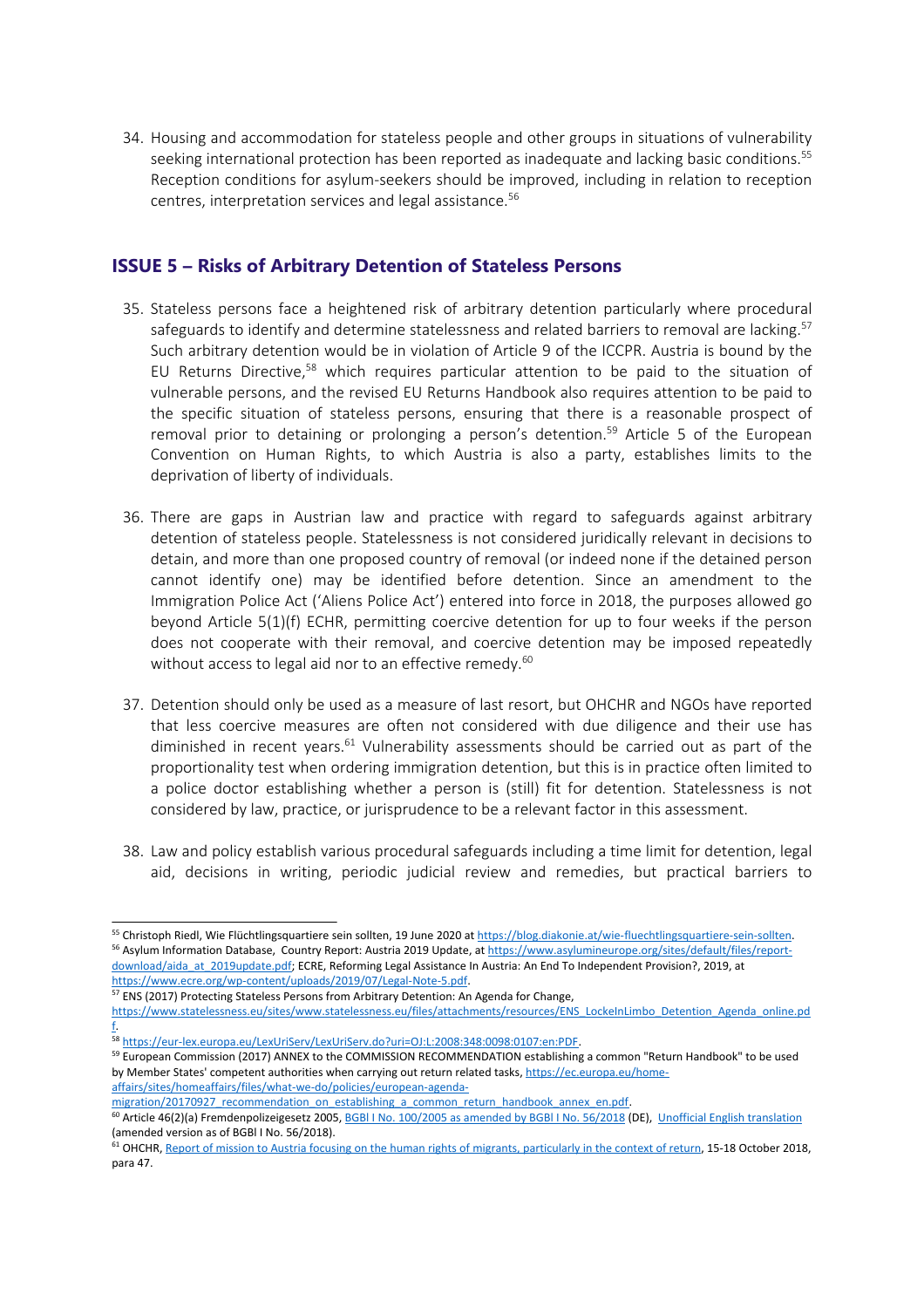34. Housing and accommodation for stateless people and other groups in situations of vulnerability seeking international protection has been reported as inadequate and lacking basic conditions.[55] Reception conditions for asylum-seekers should be improved, including in relation to reception centres, interpretation services and legal assistance.[56]

## ISSUE 5 – Risks of Arbitrary Detention of Stateless Persons

35. Stateless persons face a heightened risk of arbitrary detention particularly where procedural safeguards to identify and determine statelessness and related barriers to removal are lacking.[57] Such arbitrary detention would be in violation of Article 9 of the ICCPR. Austria is bound by the EU Returns Directive,[58] which requires particular attention to be paid to the situation of vulnerable persons, and the revised EU Returns Handbook also requires attention to be paid to the specific situation of stateless persons, ensuring that there is a reasonable prospect of removal prior to detaining or prolonging a person's detention.[59] Article 5 of the European Convention on Human Rights, to which Austria is also a party, establishes limits to the deprivation of liberty of individuals.

36. There are gaps in Austrian law and practice with regard to safeguards against arbitrary detention of stateless people. Statelessness is not considered juridically relevant in decisions to detain, and more than one proposed country of removal (or indeed none if the detained person cannot identify one) may be identified before detention. Since an amendment to the Immigration Police Act ('Aliens Police Act') entered into force in 2018, the purposes allowed go beyond Article 5(1)(f) ECHR, permitting coercive detention for up to four weeks if the person does not cooperate with their removal, and coercive detention may be imposed repeatedly without access to legal aid nor to an effective remedy.[60]

37. Detention should only be used as a measure of last resort, but OHCHR and NGOs have reported that less coercive measures are often not considered with due diligence and their use has diminished in recent years.[61] Vulnerability assessments should be carried out as part of the proportionality test when ordering immigration detention, but this is in practice often limited to a police doctor establishing whether a person is (still) fit for detention. Statelessness is not considered by law, practice, or jurisprudence to be a relevant factor in this assessment.

38. Law and policy establish various procedural safeguards including a time limit for detention, legal aid, decisions in writing, periodic judicial review and remedies, but practical barriers to

---

[55] Christoph Riedl, Wie Flüchtlingsquartiere sein sollten, 19 June 2020 at https://blog.diakonie.at/wie-fluechtlingsquartiere-sein-sollten.

[56] Asylum Information Database, Country Report: Austria 2019 Update, at https://www.asylumineurope.org/sites/default/files/report-download/aida_at_2019update.pdf; ECRE, Reforming Legal Assistance In Austria: An End To Independent Provision?, 2019, at https://www.ecre.org/wp-content/uploads/2019/07/Legal-Note-5.pdf.

[57] ENS (2017) Protecting Stateless Persons from Arbitrary Detention: An Agenda for Change, https://www.statelessness.eu/sites/www.statelessness.eu/files/attachments/resources/ENS_LockeInLimbo_Detention_Agenda_online.pdf.

[58] https://eur-lex.europa.eu/LexUriServ/LexUriServ.do?uri=OJ:L:2008:348:0098:0107:en:PDF.

[59] European Commission (2017) ANNEX to the COMMISSION RECOMMENDATION establishing a common "Return Handbook" to be used by Member States' competent authorities when carrying out return related tasks, https://ec.europa.eu/home-affairs/sites/homeaffairs/files/what-we-do/policies/european-agenda-migration/20170927_recommendation_on_establishing_a_common_return_handbook_annex_en.pdf.

[60] Article 46(2)(a) Fremdenpolizeigesetz 2005, BGBl I No. 100/2005 as amended by BGBl I No. 56/2018 (DE), Unofficial English translation (amended version as of BGBl I No. 56/2018).

[61] OHCHR, Report of mission to Austria focusing on the human rights of migrants, particularly in the context of return, 15-18 October 2018, para 47.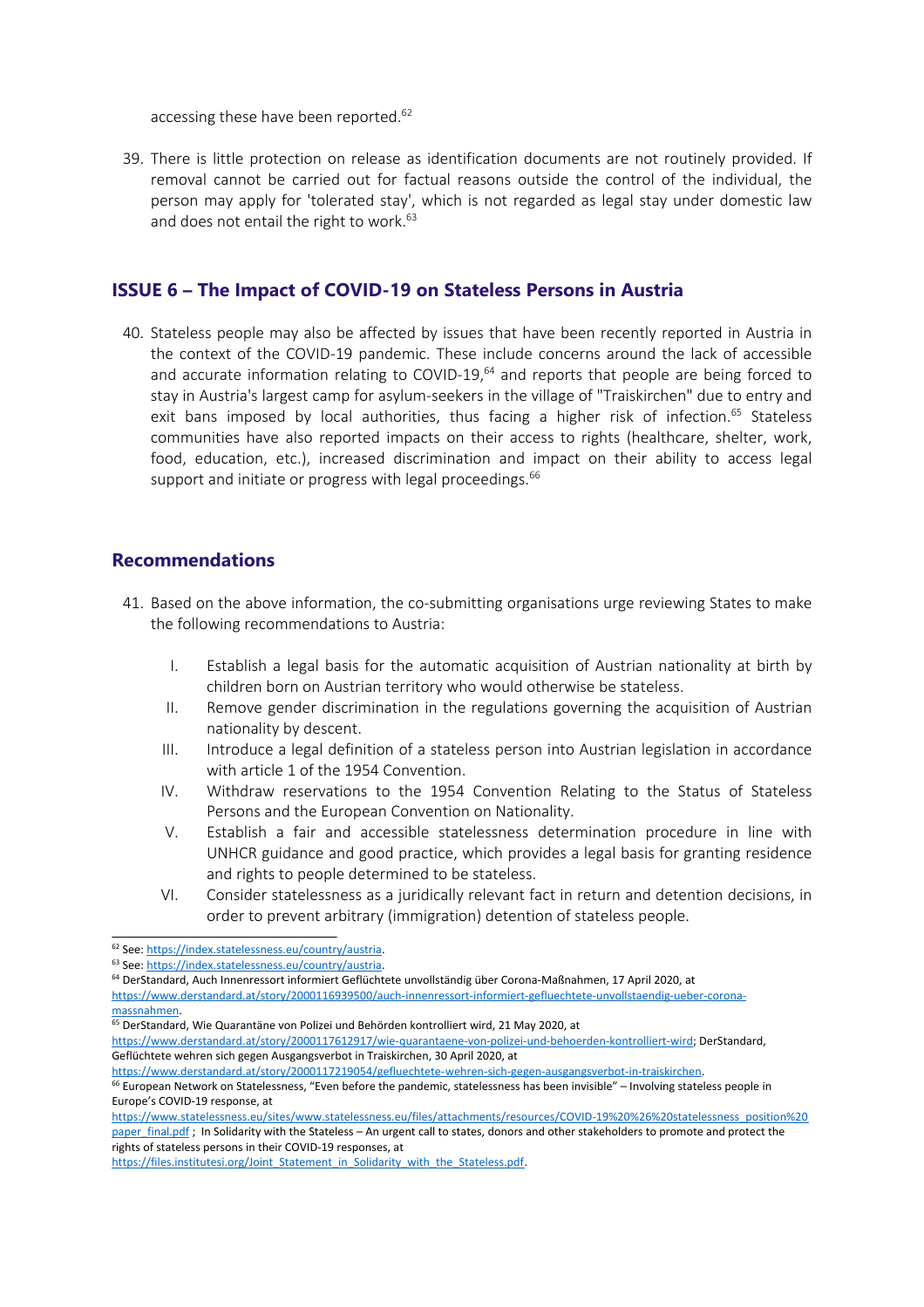accessing these have been reported.[62]

39. There is little protection on release as identification documents are not routinely provided. If removal cannot be carried out for factual reasons outside the control of the individual, the person may apply for 'tolerated stay', which is not regarded as legal stay under domestic law and does not entail the right to work.[63]

## ISSUE 6 – The Impact of COVID-19 on Stateless Persons in Austria

40. Stateless people may also be affected by issues that have been recently reported in Austria in the context of the COVID-19 pandemic. These include concerns around the lack of accessible and accurate information relating to COVID-19,[64] and reports that people are being forced to stay in Austria's largest camp for asylum-seekers in the village of "Traiskirchen" due to entry and exit bans imposed by local authorities, thus facing a higher risk of infection.[65] Stateless communities have also reported impacts on their access to rights (healthcare, shelter, work, food, education, etc.), increased discrimination and impact on their ability to access legal support and initiate or progress with legal proceedings.[66]

## Recommendations

41. Based on the above information, the co-submitting organisations urge reviewing States to make the following recommendations to Austria:

    I. Establish a legal basis for the automatic acquisition of Austrian nationality at birth by children born on Austrian territory who would otherwise be stateless.
    II. Remove gender discrimination in the regulations governing the acquisition of Austrian nationality by descent.
    III. Introduce a legal definition of a stateless person into Austrian legislation in accordance with article 1 of the 1954 Convention.
    IV. Withdraw reservations to the 1954 Convention Relating to the Status of Stateless Persons and the European Convention on Nationality.
    V. Establish a fair and accessible statelessness determination procedure in line with UNHCR guidance and good practice, which provides a legal basis for granting residence and rights to people determined to be stateless.
    VI. Consider statelessness as a juridically relevant fact in return and detention decisions, in order to prevent arbitrary (immigration) detention of stateless people.

---

[62] See: https://index.statelessness.eu/country/austria.

[63] See: https://index.statelessness.eu/country/austria.

[64] DerStandard, Auch Innenressort informiert Geflüchtete unvollständig über Corona-Maßnahmen, 17 April 2020, at https://www.derstandard.at/story/2000116939500/auch-innenressort-informiert-gefluechtete-unvollstaendig-ueber-corona-massnahmen.

[65] DerStandard, Wie Quarantäne von Polizei und Behörden kontrolliert wird, 21 May 2020, at https://www.derstandard.at/story/2000117612917/wie-quarantaene-von-polizei-und-behoerden-kontrolliert-wird; DerStandard, Geflüchtete wehren sich gegen Ausgangsverbot in Traiskirchen, 30 April 2020, at https://www.derstandard.at/story/2000117219054/gefluechtete-wehren-sich-gegen-ausgangsverbot-in-traiskirchen.

[66] European Network on Statelessness, "Even before the pandemic, statelessness has been invisible" – Involving stateless people in Europe's COVID-19 response, at https://www.statelessness.eu/sites/www.statelessness.eu/files/attachments/resources/COVID-19%20%26%20statelessness_position%20paper_final.pdf ; In Solidarity with the Stateless – An urgent call to states, donors and other stakeholders to promote and protect the rights of stateless persons in their COVID-19 responses, at https://files.institutesi.org/Joint_Statement_in_Solidarity_with_the_Stateless.pdf.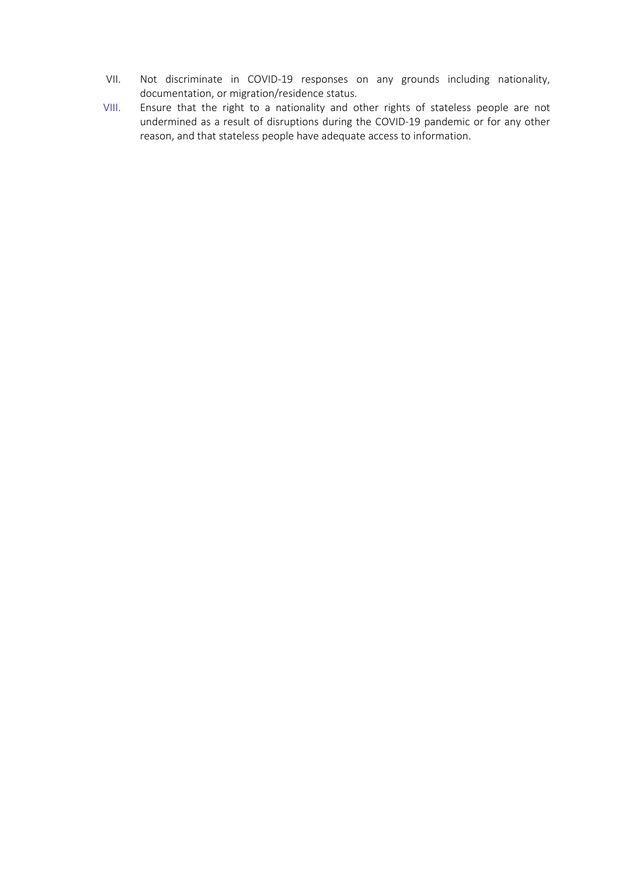VII. Not discriminate in COVID-19 responses on any grounds including nationality, documentation, or migration/residence status.

VIII. Ensure that the right to a nationality and other rights of stateless people are not undermined as a result of disruptions during the COVID-19 pandemic or for any other reason, and that stateless people have adequate access to information.